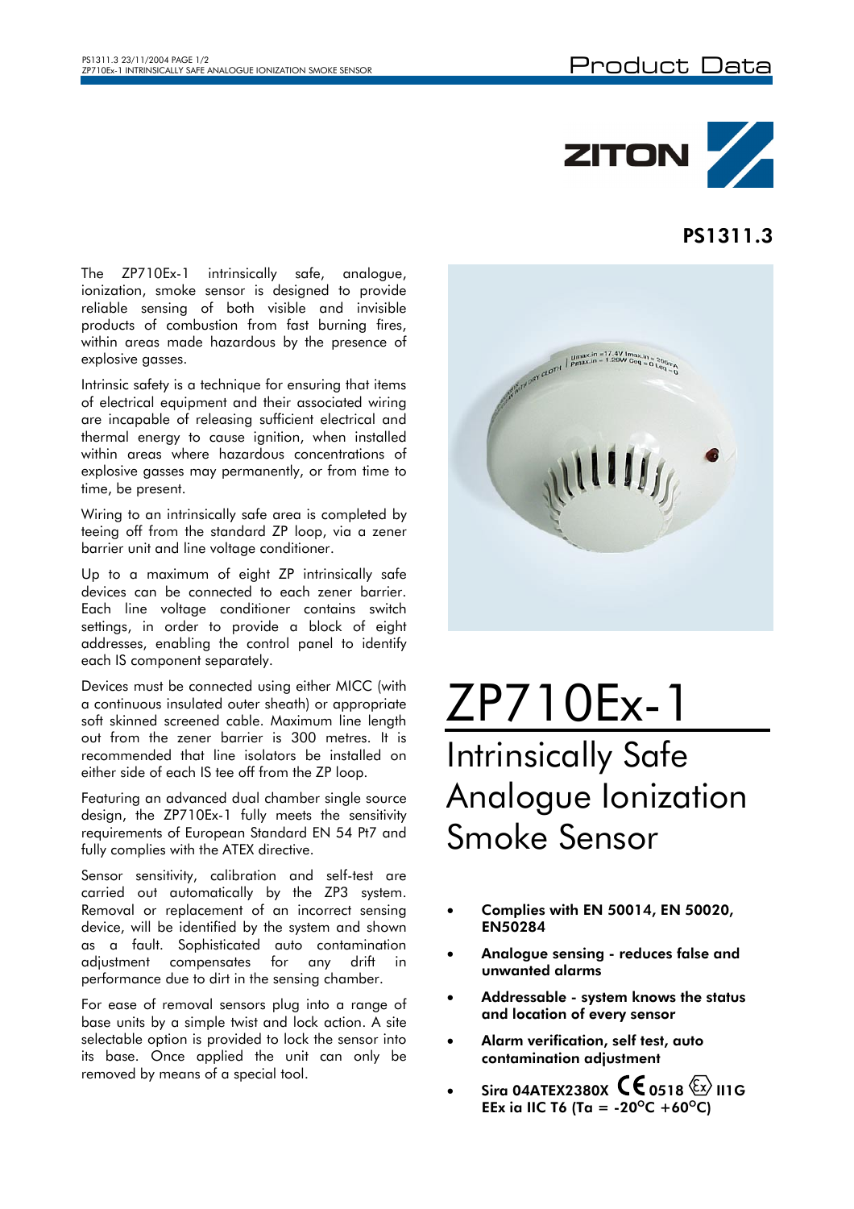# ZP710Ex-1

## Intrinsically Safe Analogue Ionization Smoke Sensor

**PS1311.3**

The ZP710Ex-1 intrinsically safe, analogue, ionization, smoke sensor is designed to provide reliable sensing of both visible and invisible products of combustion from fast burning fires, within areas made hazardous by the presence of explosive gasses.

Intrinsic safety is a technique for ensuring that items of electrical equipment and their associated wiring are incapable of releasing sufficient electrical and thermal energy to cause ignition, when installed within areas where hazardous concentrations of explosive gasses may permanently, or from time to time, be present.

Wiring to an intrinsically safe area is completed by teeing off from the standard ZP loop, via a zener barrier unit and line voltage conditioner.

Up to a maximum of eight ZP intrinsically safe devices can be connected to each zener barrier. Each line voltage conditioner contains switch settings, in order to provide a block of eight addresses, enabling the control panel to identify each IS component separately.

Devices must be connected using either MICC (with a continuous insulated outer sheath) or appropriate soft skinned screened cable. Maximum line length out from the zener barrier is 300 metres. It is recommended that line isolators be installed on either side of each IS tee off from the ZP loop.

Featuring an advanced dual chamber single source design, the ZP710Ex-1 fully meets the sensitivity requirements of European Standard EN 54 Pt7 and fully complies with the ATEX directive.

Sensor sensitivity, calibration and self-test are carried out automatically by the ZP3 system. Removal or replacement of an incorrect sensing device, will be identified by the system and shown as a fault. Sophisticated auto contamination adjustment compensates for any drift in performance due to dirt in the sensing chamber.

For ease of removal sensors plug into a range of base units by a simple twist and lock action. A site selectable option is provided to lock the sensor into its base. Once applied the unit can only be removed by means of a special tool.

- **Complies with EN 50014, EN 50020, EN50284**
- **Analogue sensing - reduces false and unwanted alarms**
- **Addressable - system knows the status and location of every sensor**
- **Alarm verification, self test, auto contamination adjustment**
- **Sira 04ATEX2380X CE 0518 Ex II1G EEx ia IIC T6 (Ta = -20°C +60°C)**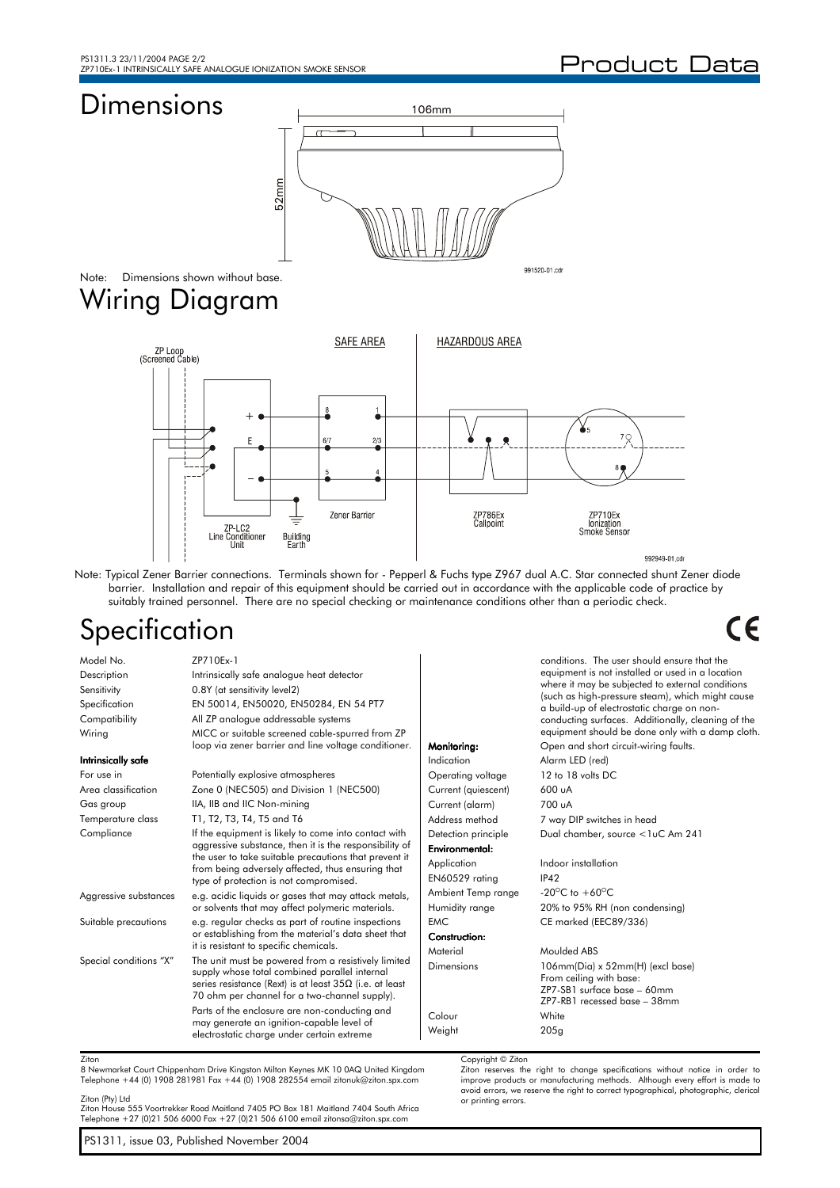# Dimensions

106mm

52mm

991520-01.cdr

Note: Dimensions shown without base.

# Wiring Diagram

SAFE AREA

HAZARDOUS AREA

ZP Loop
(Screened Cable)

+
E
−

8
1
6/7
2/3
5
4

5
7
8

Zener Barrier

ZP-LC2
Line Conditioner
Unit

Building
Earth

ZP786Ex
Callpoint

ZP710Ex
Ionization
Smoke Sensor

992949-01.cdr

Note: Typical Zener Barrier connections. Terminals shown for - Pepperl & Fuchs type Z967 dual A.C. Star connected shunt Zener diode barrier. Installation and repair of this equipment should be carried out in accordance with the applicable code of practice by suitably trained personnel. There are no special checking or maintenance conditions other than a periodic check.

# Specification

CE

| | |
|---|---|
| Model No. | ZP710Ex-1 |
| Description | Intrinsically safe analogue heat detector |
| Sensitivity | 0.8Y (at sensitivity level2) |
| Specification | EN 50014, EN50020, EN50284, EN 54 PT7 |
| Compatibility | All ZP analogue addressable systems |
| Wiring | MICC or suitable screened cable-spurred from ZP loop via zener barrier and line voltage conditioner. |

**Intrinsically safe**

| | |
|---|---|
| For use in | Potentially explosive atmospheres |
| Area classification | Zone 0 (NEC505) and Division 1 (NEC500) |
| Gas group | IIA, IIB and IIC Non-mining |
| Temperature class | T1, T2, T3, T4, T5 and T6 |
| Compliance | If the equipment is likely to come into contact with aggressive substance, then it is the responsibility of the user to take suitable precautions that prevent it from being adversely affected, thus ensuring that type of protection is not compromised. |
| Aggressive substances | e.g. acidic liquids or gases that may attack metals, or solvents that may affect polymeric materials. |
| Suitable precautions | e.g. regular checks as part of routine inspections or establishing from the material's data sheet that it is resistant to specific chemicals. |
| Special conditions "X" | The unit must be powered from a resistively limited supply whose total combined parallel internal series resistance (Rext) is at least 35Ω (i.e. at least 70 ohm per channel for a two-channel supply). Parts of the enclosure are non-conducting and may generate an ignition-capable level of electrostatic charge under certain extreme conditions. The user should ensure that the equipment is not installed or used in a location where it may be subjected to external conditions (such as high-pressure steam), which might cause a build-up of electrostatic charge on non-conducting surfaces. Additionally, cleaning of the equipment should be done only with a damp cloth. |

| | |
|---|---|
| **Monitoring:** | Open and short circuit-wiring faults. |
| Indication | Alarm LED (red) |
| Operating voltage | 12 to 18 volts DC |
| Current (quiescent) | 600 uA |
| Current (alarm) | 700 uA |
| Address method | 7 way DIP switches in head |
| Detection principle | Dual chamber, source <1uC Am 241 |

**Environmental:**

| | |
|---|---|
| Application | Indoor installation |
| EN60529 rating | IP42 |
| Ambient Temp range | -20°C to +60°C |
| Humidity range | 20% to 95% RH (non condensing) |
| EMC | CE marked (EEC89/336) |

**Construction:**

| | |
|---|---|
| Material | Moulded ABS |
| Dimensions | 106mm(Dia) x 52mm(H) (excl base) From ceiling with base: ZP7-SB1 surface base – 60mm ZP7-RB1 recessed base – 38mm |
| Colour | White |
| Weight | 205g |

Ziton
8 Newmarket Court Chippenham Drive Kingston Milton Keynes MK 10 0AQ United Kingdom
Telephone +44 (0) 1908 281981 Fax +44 (0) 1908 282554 email zitonuk@ziton.spx.com

Ziton (Pty) Ltd
Ziton House 555 Voortrekker Road Maitland 7405 PO Box 181 Maitland 7404 South Africa
Telephone +27 (0)21 506 6000 Fax +27 (0)21 506 6100 email zitonsa@ziton.spx.com

Copyright © Ziton
Ziton reserves the right to change specifications without notice in order to improve products or manufacturing methods. Although every effort is made to avoid errors, we reserve the right to correct typographical, photographic, clerical or printing errors.

PS1311, issue 03, Published November 2004